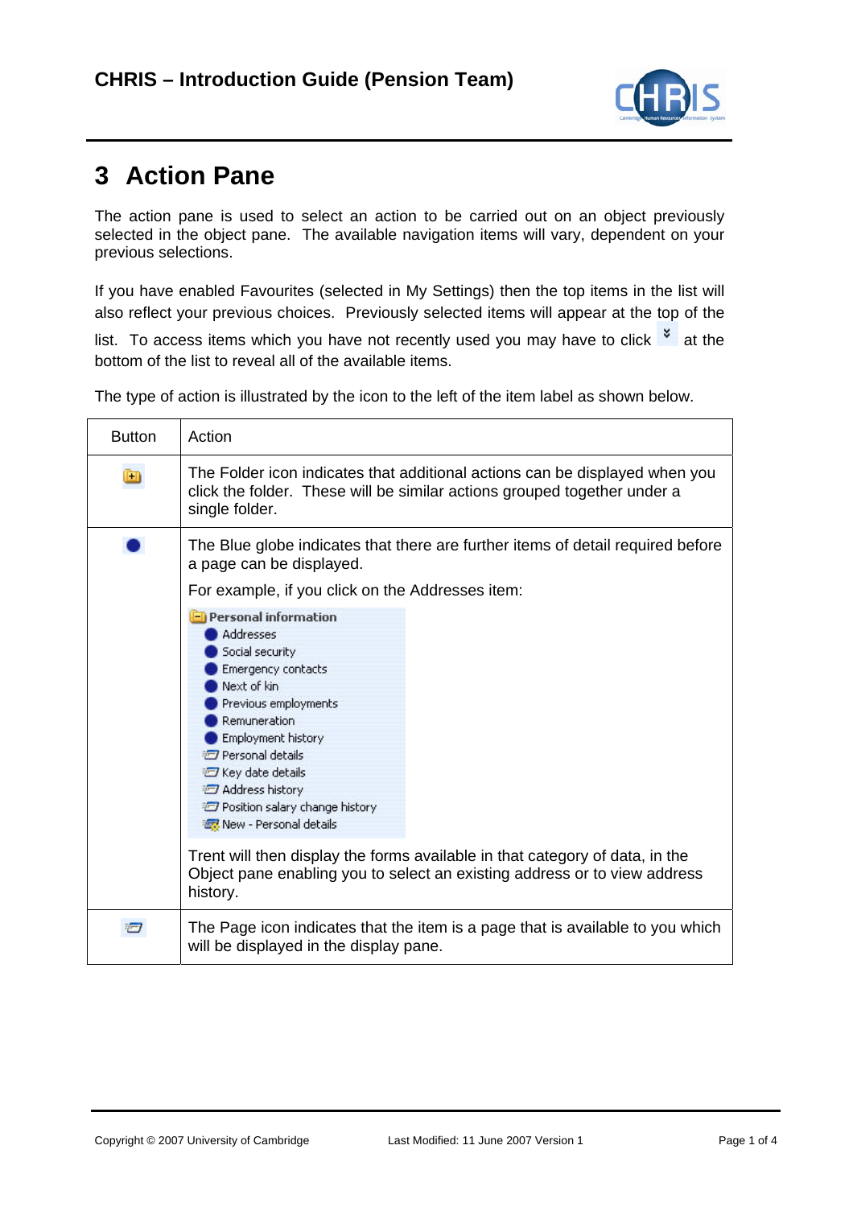# 3 Action Pane

The action pane is used to select an action to be carried out on an object previously selected in the object pane. The available navigation items will vary, dependent on your previous selections.

If you have enabled Favourites (selected in My Settings) then the top items in the list will also reflect your previous choices. Previously selected items will appear at the top of the list. To access items which you have not recently used you may have to click at the bottom of the list to reveal all of the available items.

The type of action is illustrated by the icon to the left of the item label as shown below.

| Button | Action |
|---|---|
| | The Folder icon indicates that additional actions can be displayed when you click the folder. These will be similar actions grouped together under a single folder. |
| | The Blue globe indicates that there are further items of detail required before a page can be displayed.<br><br>For example, if you click on the Addresses item:<br><br>**Personal information**<br>Addresses<br>Social security<br>Emergency contacts<br>Next of kin<br>Previous employments<br>Remuneration<br>Employment history<br>Personal details<br>Key date details<br>Address history<br>Position salary change history<br>New - Personal details<br><br>Trent will then display the forms available in that category of data, in the Object pane enabling you to select an existing address or to view address history. |
| | The Page icon indicates that the item is a page that is available to you which will be displayed in the display pane. |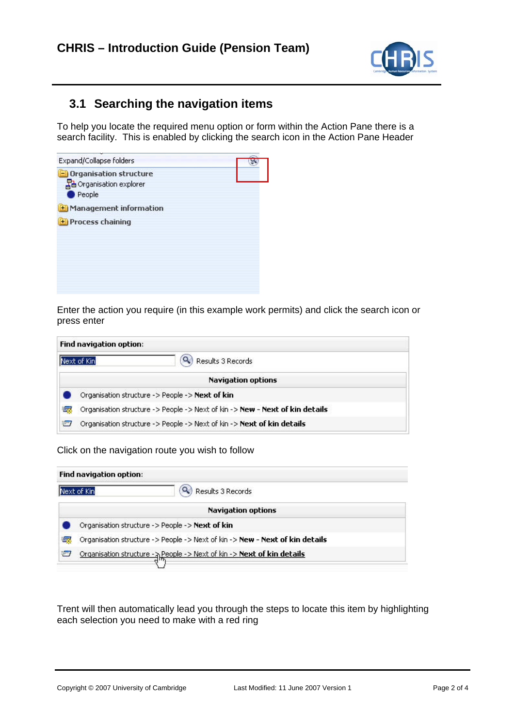## 3.1 Searching the navigation items

To help you locate the required menu option or form within the Action Pane there is a search facility. This is enabled by clicking the search icon in the Action Pane Header

Expand/Collapse folders

Organisation structure
Organisation explorer
People
Management information
Process chaining

Enter the action you require (in this example work permits) and click the search icon or press enter

**Find navigation option:**

Next of Kin — Results 3 Records

| Navigation options |
|---|
| Organisation structure -> People -> **Next of kin** |
| Organisation structure -> People -> Next of kin -> **New - Next of kin details** |
| Organisation structure -> People -> Next of kin -> **Next of kin details** |

Click on the navigation route you wish to follow

**Find navigation option:**

Next of Kin — Results 3 Records

| Navigation options |
|---|
| Organisation structure -> People -> **Next of kin** |
| Organisation structure -> People -> Next of kin -> **New - Next of kin details** |
| Organisation structure -> People -> Next of kin -> **Next of kin details** |

Trent will then automatically lead you through the steps to locate this item by highlighting each selection you need to make with a red ring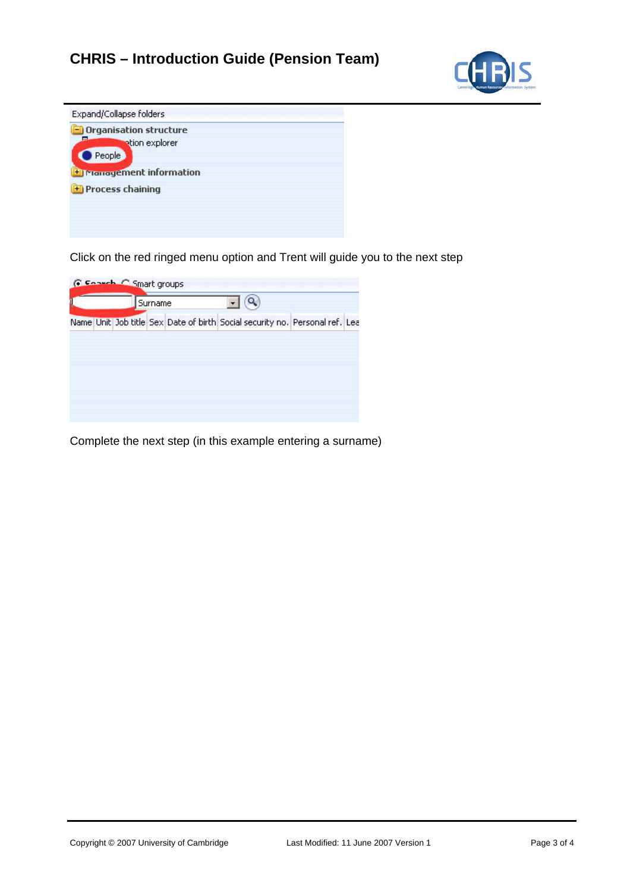Click on the red ringed menu option and Trent will guide you to the next step

Complete the next step (in this example entering a surname)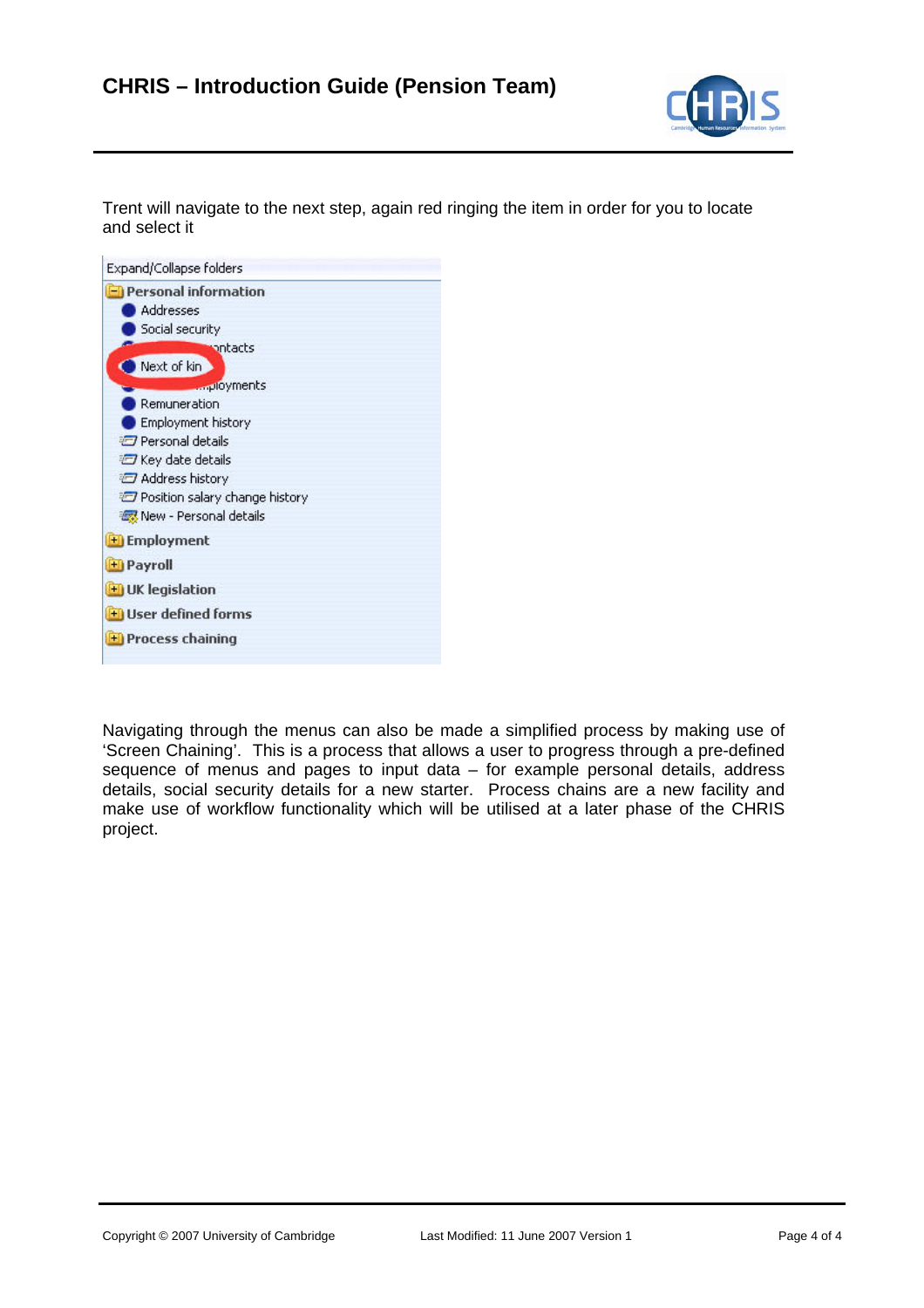Trent will navigate to the next step, again red ringing the item in order for you to locate and select it

Expand/Collapse folders

Personal information
- Addresses
- Social security
- Contacts
- Next of kin
- Employments
- Remuneration
- Employment history
- Personal details
- Key date details
- Address history
- Position salary change history
- New - Personal details

Employment

Payroll

UK legislation

User defined forms

Process chaining

Navigating through the menus can also be made a simplified process by making use of 'Screen Chaining'. This is a process that allows a user to progress through a pre-defined sequence of menus and pages to input data – for example personal details, address details, social security details for a new starter. Process chains are a new facility and make use of workflow functionality which will be utilised at a later phase of the CHRIS project.